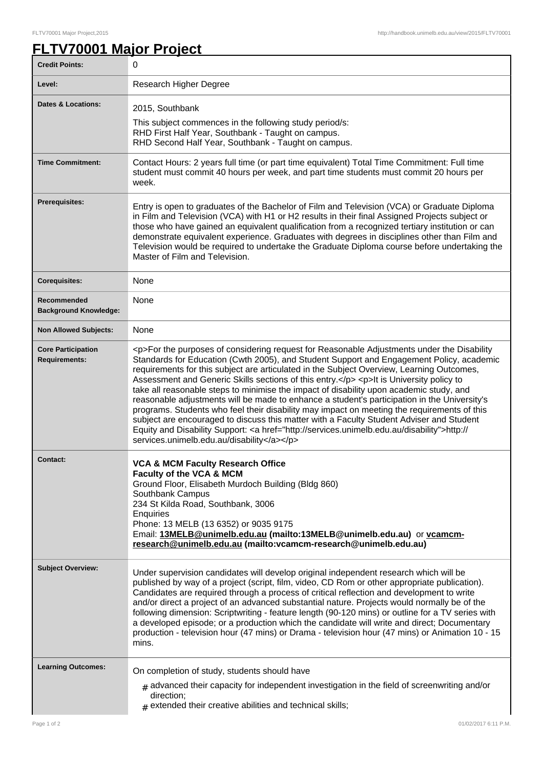# FLTV70001 Major Project

| | |
|---|---|
| **Credit Points:** | 0 |
| **Level:** | Research Higher Degree |
| **Dates & Locations:** | 2015, Southbank<br>This subject commences in the following study period/s:<br>RHD First Half Year, Southbank - Taught on campus.<br>RHD Second Half Year, Southbank - Taught on campus. |
| **Time Commitment:** | Contact Hours: 2 years full time (or part time equivalent) Total Time Commitment: Full time student must commit 40 hours per week, and part time students must commit 20 hours per week. |
| **Prerequisites:** | Entry is open to graduates of the Bachelor of Film and Television (VCA) or Graduate Diploma in Film and Television (VCA) with H1 or H2 results in their final Assigned Projects subject or those who have gained an equivalent qualification from a recognized tertiary institution or can demonstrate equivalent experience. Graduates with degrees in disciplines other than Film and Television would be required to undertake the Graduate Diploma course before undertaking the Master of Film and Television. |
| **Corequisites:** | None |
| **Recommended Background Knowledge:** | None |
| **Non Allowed Subjects:** | None |
| **Core Participation Requirements:** | <p>For the purposes of considering request for Reasonable Adjustments under the Disability Standards for Education (Cwth 2005), and Student Support and Engagement Policy, academic requirements for this subject are articulated in the Subject Overview, Learning Outcomes, Assessment and Generic Skills sections of this entry.</p> <p>It is University policy to take all reasonable steps to minimise the impact of disability upon academic study, and reasonable adjustments will be made to enhance a student's participation in the University's programs. Students who feel their disability may impact on meeting the requirements of this subject are encouraged to discuss this matter with a Faculty Student Adviser and Student Equity and Disability Support: <a href="http://services.unimelb.edu.au/disability">http://services.unimelb.edu.au/disability</a></p> |
| **Contact:** | **VCA & MCM Faculty Research Office**<br>**Faculty of the VCA & MCM**<br>Ground Floor, Elisabeth Murdoch Building (Bldg 860)<br>Southbank Campus<br>234 St Kilda Road, Southbank, 3006<br>Enquiries<br>Phone: 13 MELB (13 6352) or 9035 9175<br>Email: **13MELB@unimelb.edu.au (mailto:13MELB@unimelb.edu.au)** or **vcamcm-research@unimelb.edu.au (mailto:vcamcm-research@unimelb.edu.au)** |
| **Subject Overview:** | Under supervision candidates will develop original independent research which will be published by way of a project (script, film, video, CD Rom or other appropriate publication). Candidates are required through a process of critical reflection and development to write and/or direct a project of an advanced substantial nature. Projects would normally be of the following dimension: Scriptwriting - feature length (90-120 mins) or outline for a TV series with a developed episode; or a production which the candidate will write and direct; Documentary production - television hour (47 mins) or Drama - television hour (47 mins) or Animation 10 - 15 mins. |
| **Learning Outcomes:** | On completion of study, students should have<br># advanced their capacity for independent investigation in the field of screenwriting and/or direction;<br># extended their creative abilities and technical skills; |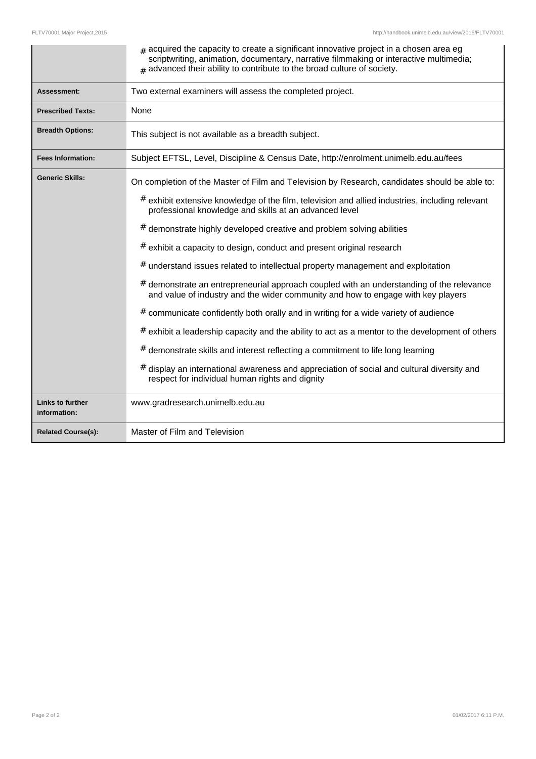| | |
|---|---|
| | # acquired the capacity to create a significant innovative project in a chosen area eg scriptwriting, animation, documentary, narrative filmmaking or interactive multimedia;<br># advanced their ability to contribute to the broad culture of society. |
| **Assessment:** | Two external examiners will assess the completed project. |
| **Prescribed Texts:** | None |
| **Breadth Options:** | This subject is not available as a breadth subject. |
| **Fees Information:** | Subject EFTSL, Level, Discipline & Census Date, http://enrolment.unimelb.edu.au/fees |
| **Generic Skills:** | On completion of the Master of Film and Television by Research, candidates should be able to:<br># exhibit extensive knowledge of the film, television and allied industries, including relevant professional knowledge and skills at an advanced level<br># demonstrate highly developed creative and problem solving abilities<br># exhibit a capacity to design, conduct and present original research<br># understand issues related to intellectual property management and exploitation<br># demonstrate an entrepreneurial approach coupled with an understanding of the relevance and value of industry and the wider community and how to engage with key players<br># communicate confidently both orally and in writing for a wide variety of audience<br># exhibit a leadership capacity and the ability to act as a mentor to the development of others<br># demonstrate skills and interest reflecting a commitment to life long learning<br># display an international awareness and appreciation of social and cultural diversity and respect for individual human rights and dignity |
| **Links to further information:** | www.gradresearch.unimelb.edu.au |
| **Related Course(s):** | Master of Film and Television |